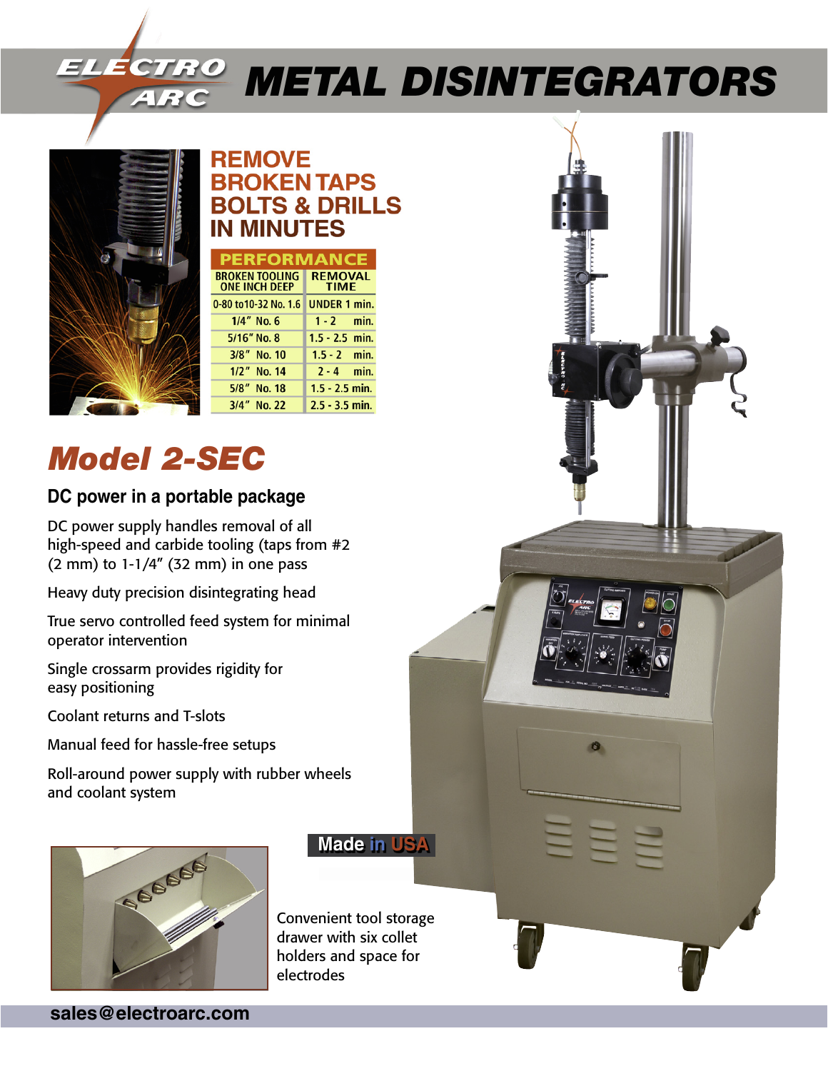# ELECTRO ARC METAL DISINTEGRATORS

## REMOVE BROKEN TAPS BOLTS & DRILLS IN MINUTES

| PERFORMANCE | |
|---|---|
| BROKEN TOOLING ONE INCH DEEP | REMOVAL TIME |
| 0-80 to10-32 No. 1.6 | UNDER 1 min. |
| 1/4″ No. 6 | 1 - 2 min. |
| 5/16″ No. 8 | 1.5 - 2.5 min. |
| 3/8″ No. 10 | 1.5 - 2 min. |
| 1/2″ No. 14 | 2 - 4 min. |
| 5/8″ No. 18 | 1.5 - 2.5 min. |
| 3/4″ No. 22 | 2.5 - 3.5 min. |

## *Model 2-SEC*

### DC power in a portable package

DC power supply handles removal of all high-speed and carbide tooling (taps from #2 (2 mm) to 1-1/4″ (32 mm) in one pass

Heavy duty precision disintegrating head

True servo controlled feed system for minimal operator intervention

Single crossarm provides rigidity for easy positioning

Coolant returns and T-slots

Manual feed for hassle-free setups

Roll-around power supply with rubber wheels and coolant system

Made in USA

Convenient tool storage drawer with six collet holders and space for electrodes

sales@electroarc.com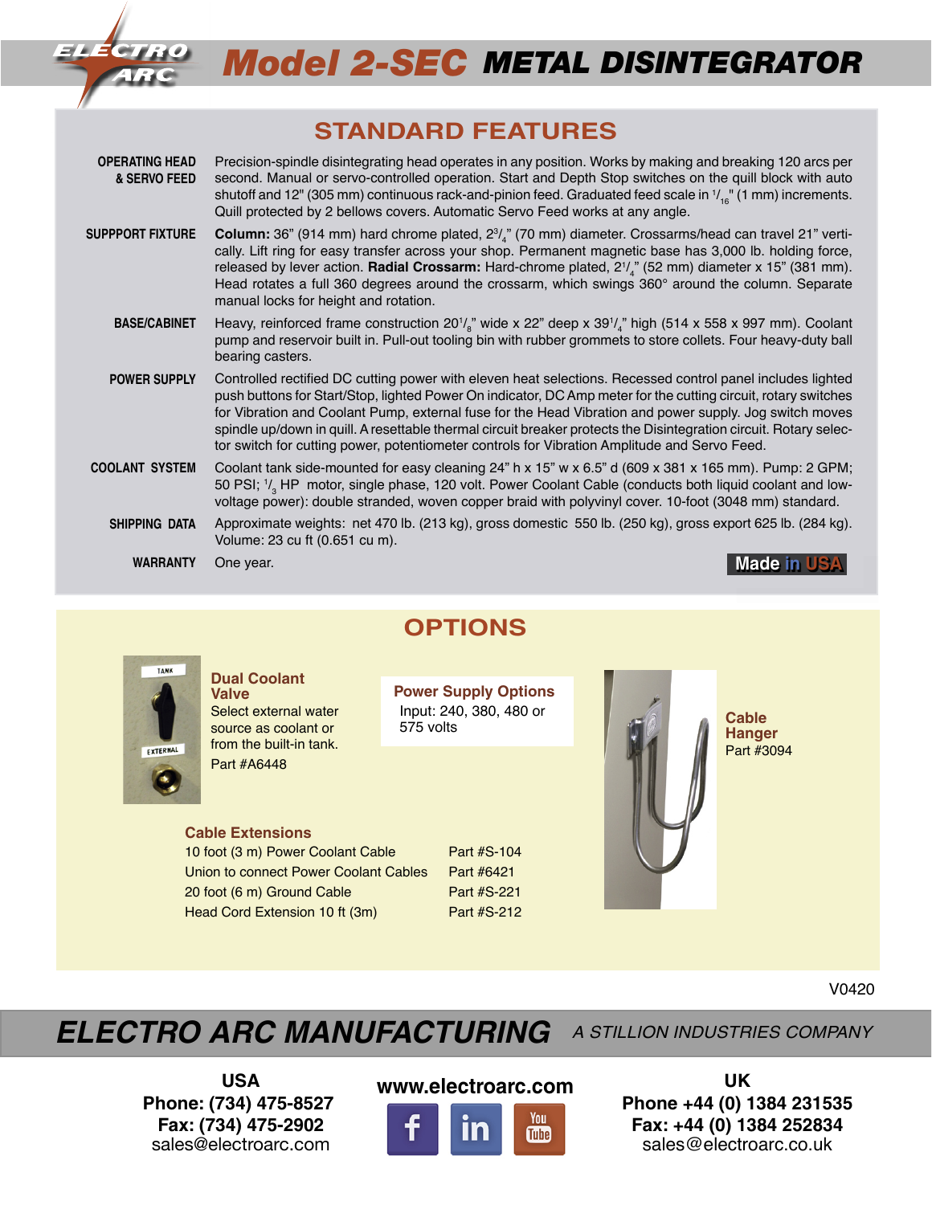# Model 2-SEC METAL DISINTEGRATOR

## STANDARD FEATURES

| | |
|---|---|
| **OPERATING HEAD & SERVO FEED** | Precision-spindle disintegrating head operates in any position. Works by making and breaking 120 arcs per second. Manual or servo-controlled operation. Start and Depth Stop switches on the quill block with auto shutoff and 12" (305 mm) continuous rack-and-pinion feed. Graduated feed scale in 1/16" (1 mm) increments. Quill protected by 2 bellows covers. Automatic Servo Feed works at any angle. |
| **SUPPPORT FIXTURE** | **Column:** 36" (914 mm) hard chrome plated, 2 3/4" (70 mm) diameter. Crossarms/head can travel 21" vertically. Lift ring for easy transfer across your shop. Permanent magnetic base has 3,000 lb. holding force, released by lever action. **Radial Crossarm:** Hard-chrome plated, 2 1/4" (52 mm) diameter x 15" (381 mm). Head rotates a full 360 degrees around the crossarm, which swings 360° around the column. Separate manual locks for height and rotation. |
| **BASE/CABINET** | Heavy, reinforced frame construction 20 1/8" wide x 22" deep x 39 1/4" high (514 x 558 x 997 mm). Coolant pump and reservoir built in. Pull-out tooling bin with rubber grommets to store collets. Four heavy-duty ball bearing casters. |
| **POWER SUPPLY** | Controlled rectified DC cutting power with eleven heat selections. Recessed control panel includes lighted push buttons for Start/Stop, lighted Power On indicator, DC Amp meter for the cutting circuit, rotary switches for Vibration and Coolant Pump, external fuse for the Head Vibration and power supply. Jog switch moves spindle up/down in quill. A resettable thermal circuit breaker protects the Disintegration circuit. Rotary selector switch for cutting power, potentiometer controls for Vibration Amplitude and Servo Feed. |
| **COOLANT SYSTEM** | Coolant tank side-mounted for easy cleaning 24" h x 15" w x 6.5" d (609 x 381 x 165 mm). Pump: 2 GPM; 50 PSI; 1/3 HP motor, single phase, 120 volt. Power Coolant Cable (conducts both liquid coolant and low-voltage power): double stranded, woven copper braid with polyvinyl cover. 10-foot (3048 mm) standard. |
| **SHIPPING DATA** | Approximate weights: net 470 lb. (213 kg), gross domestic 550 lb. (250 kg), gross export 625 lb. (284 kg). Volume: 23 cu ft (0.651 cu m). |
| **WARRANTY** | One year. |

Made in USA

## OPTIONS

**Dual Coolant Valve**
Select external water source as coolant or from the built-in tank.
Part #A6448

**Power Supply Options**
Input: 240, 380, 480 or 575 volts

**Cable Hanger**
Part #3094

**Cable Extensions**

| | |
|---|---|
| 10 foot (3 m) Power Coolant Cable | Part #S-104 |
| Union to connect Power Coolant Cables | Part #6421 |
| 20 foot (6 m) Ground Cable | Part #S-221 |
| Head Cord Extension 10 ft (3m) | Part #S-212 |

V0420

**ELECTRO ARC MANUFACTURING** *A STILLION INDUSTRIES COMPANY*

**USA**
**Phone: (734) 475-8527**
**Fax: (734) 475-2902**
sales@electroarc.com

**www.electroarc.com**

**UK**
**Phone +44 (0) 1384 231535**
**Fax: +44 (0) 1384 252834**
sales@electroarc.co.uk